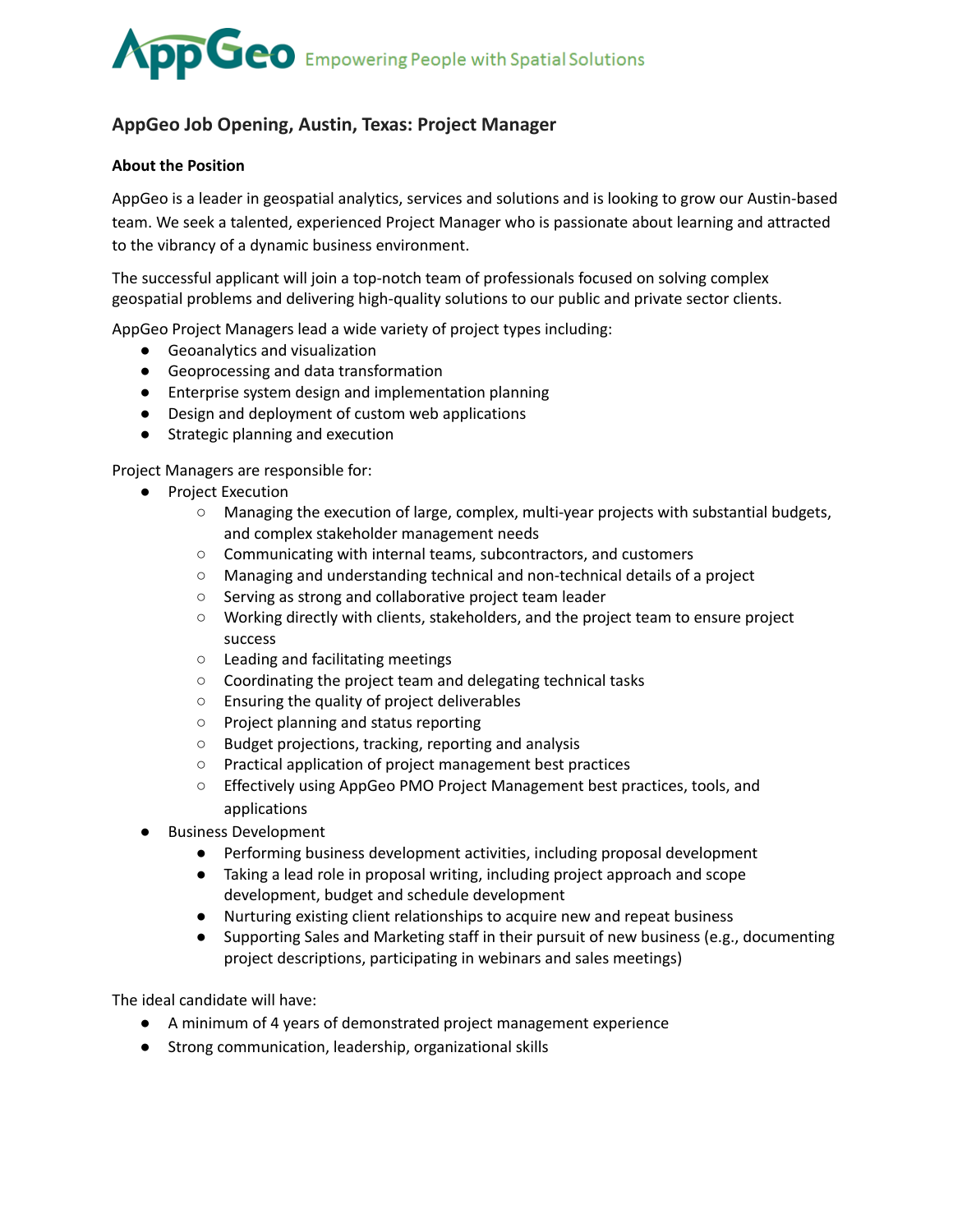AppGeo Empowering People with Spatial Solutions

# AppGeo Job Opening, Austin, Texas: Project Manager

## About the Position

AppGeo is a leader in geospatial analytics, services and solutions and is looking to grow our Austin-based team. We seek a talented, experienced Project Manager who is passionate about learning and attracted to the vibrancy of a dynamic business environment.

The successful applicant will join a top-notch team of professionals focused on solving complex geospatial problems and delivering high-quality solutions to our public and private sector clients.

AppGeo Project Managers lead a wide variety of project types including:

- Geoanalytics and visualization
- Geoprocessing and data transformation
- Enterprise system design and implementation planning
- Design and deployment of custom web applications
- Strategic planning and execution

Project Managers are responsible for:

- Project Execution
  - Managing the execution of large, complex, multi-year projects with substantial budgets, and complex stakeholder management needs
  - Communicating with internal teams, subcontractors, and customers
  - Managing and understanding technical and non-technical details of a project
  - Serving as strong and collaborative project team leader
  - Working directly with clients, stakeholders, and the project team to ensure project success
  - Leading and facilitating meetings
  - Coordinating the project team and delegating technical tasks
  - Ensuring the quality of project deliverables
  - Project planning and status reporting
  - Budget projections, tracking, reporting and analysis
  - Practical application of project management best practices
  - Effectively using AppGeo PMO Project Management best practices, tools, and applications
- Business Development
  - Performing business development activities, including proposal development
  - Taking a lead role in proposal writing, including project approach and scope development, budget and schedule development
  - Nurturing existing client relationships to acquire new and repeat business
  - Supporting Sales and Marketing staff in their pursuit of new business (e.g., documenting project descriptions, participating in webinars and sales meetings)

The ideal candidate will have:

- A minimum of 4 years of demonstrated project management experience
- Strong communication, leadership, organizational skills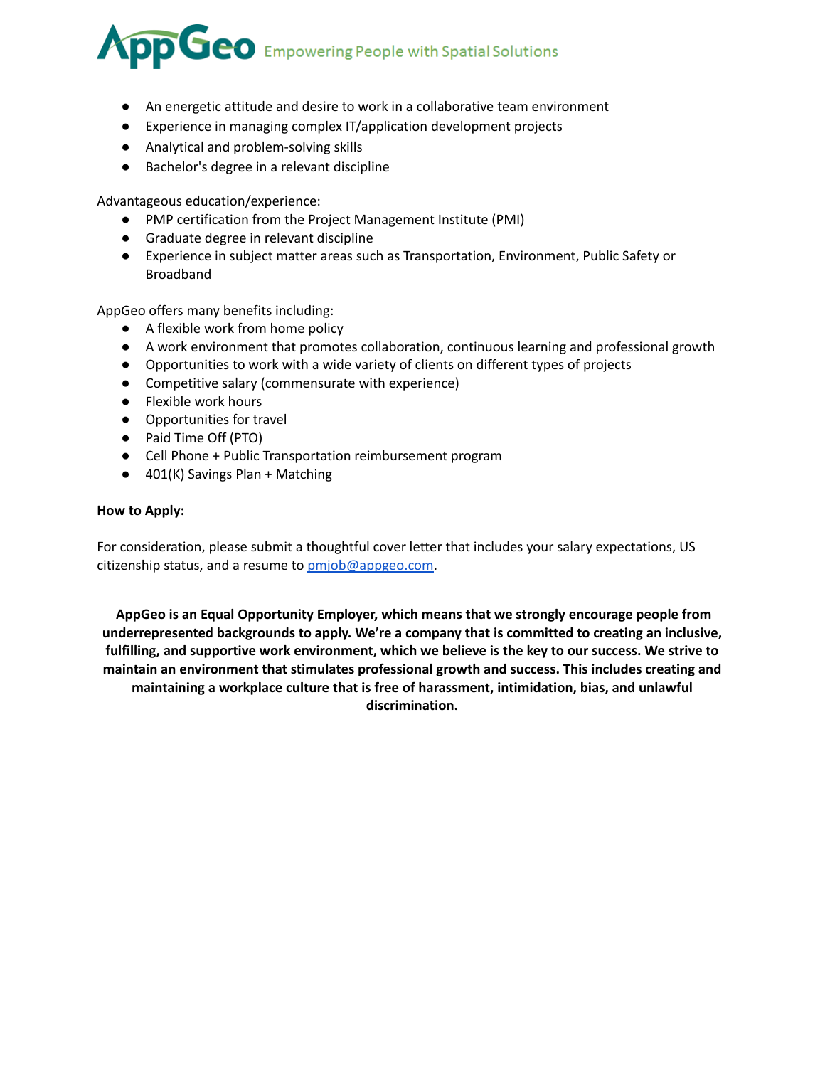- An energetic attitude and desire to work in a collaborative team environment
- Experience in managing complex IT/application development projects
- Analytical and problem-solving skills
- Bachelor's degree in a relevant discipline

Advantageous education/experience:

- PMP certification from the Project Management Institute (PMI)
- Graduate degree in relevant discipline
- Experience in subject matter areas such as Transportation, Environment, Public Safety or Broadband

AppGeo offers many benefits including:

- A flexible work from home policy
- A work environment that promotes collaboration, continuous learning and professional growth
- Opportunities to work with a wide variety of clients on different types of projects
- Competitive salary (commensurate with experience)
- Flexible work hours
- Opportunities for travel
- Paid Time Off (PTO)
- Cell Phone + Public Transportation reimbursement program
- 401(K) Savings Plan + Matching

**How to Apply:**

For consideration, please submit a thoughtful cover letter that includes your salary expectations, US citizenship status, and a resume to pmjob@appgeo.com.

**AppGeo is an Equal Opportunity Employer, which means that we strongly encourage people from underrepresented backgrounds to apply. We're a company that is committed to creating an inclusive, fulfilling, and supportive work environment, which we believe is the key to our success. We strive to maintain an environment that stimulates professional growth and success. This includes creating and maintaining a workplace culture that is free of harassment, intimidation, bias, and unlawful discrimination.**